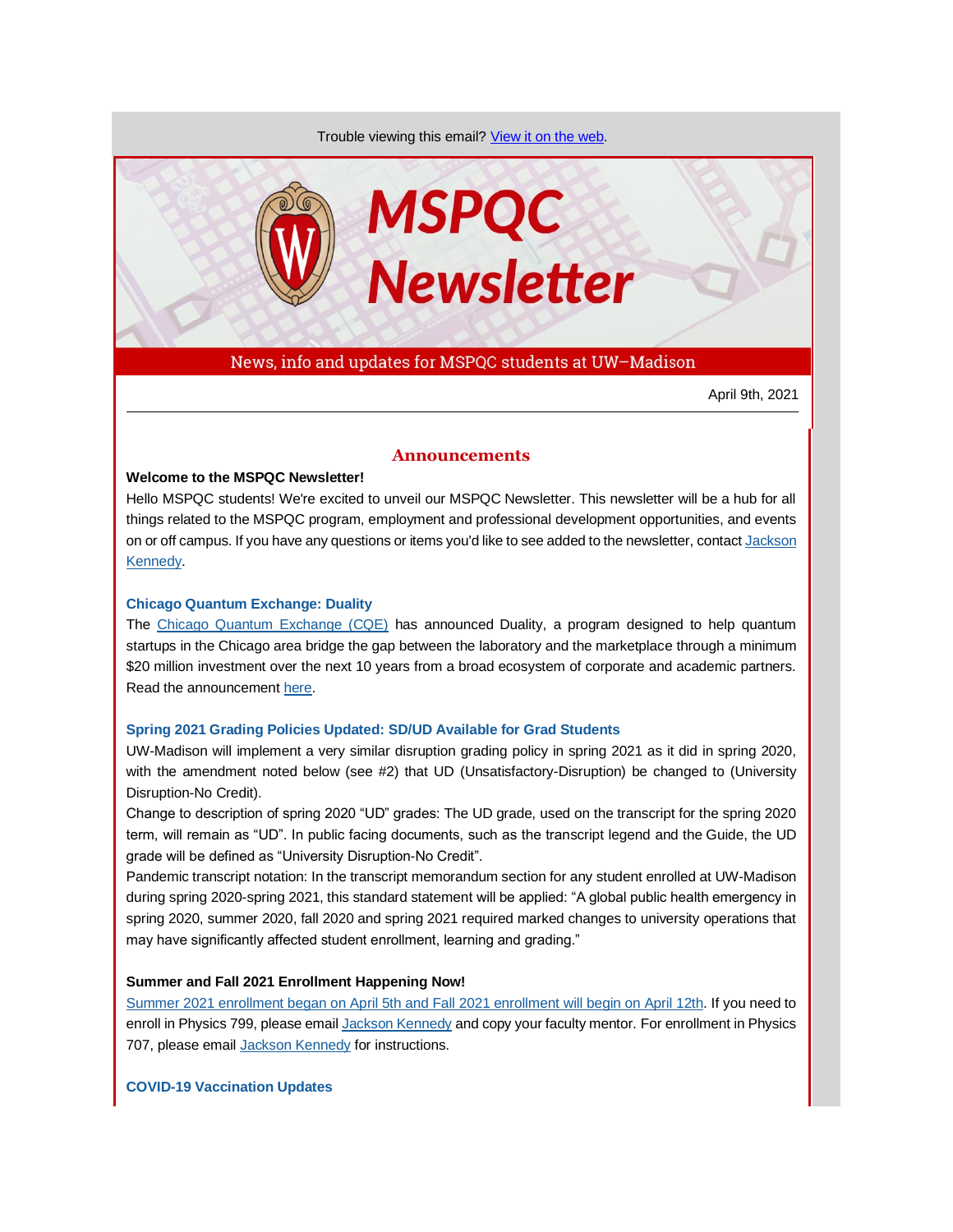Trouble viewing this email? View it on the web.

# MSPQC Newsletter

News, info and updates for MSPQC students at UW–Madison

April 9th, 2021

## Announcements

**Welcome to the MSPQC Newsletter!**

Hello MSPQC students! We're excited to unveil our MSPQC Newsletter. This newsletter will be a hub for all things related to the MSPQC program, employment and professional development opportunities, and events on or off campus. If you have any questions or items you'd like to see added to the newsletter, contact Jackson Kennedy.

**Chicago Quantum Exchange: Duality**

The Chicago Quantum Exchange (CQE) has announced Duality, a program designed to help quantum startups in the Chicago area bridge the gap between the laboratory and the marketplace through a minimum $20 million investment over the next 10 years from a broad ecosystem of corporate and academic partners. Read the announcement here.

**Spring 2021 Grading Policies Updated: SD/UD Available for Grad Students**

UW-Madison will implement a very similar disruption grading policy in spring 2021 as it did in spring 2020, with the amendment noted below (see #2) that UD (Unsatisfactory-Disruption) be changed to (University Disruption-No Credit).

Change to description of spring 2020 "UD" grades: The UD grade, used on the transcript for the spring 2020 term, will remain as "UD". In public facing documents, such as the transcript legend and the Guide, the UD grade will be defined as "University Disruption-No Credit".

Pandemic transcript notation: In the transcript memorandum section for any student enrolled at UW-Madison during spring 2020-spring 2021, this standard statement will be applied: "A global public health emergency in spring 2020, summer 2020, fall 2020 and spring 2021 required marked changes to university operations that may have significantly affected student enrollment, learning and grading."

**Summer and Fall 2021 Enrollment Happening Now!**

Summer 2021 enrollment began on April 5th and Fall 2021 enrollment will begin on April 12th. If you need to enroll in Physics 799, please email Jackson Kennedy and copy your faculty mentor. For enrollment in Physics 707, please email Jackson Kennedy for instructions.

**COVID-19 Vaccination Updates**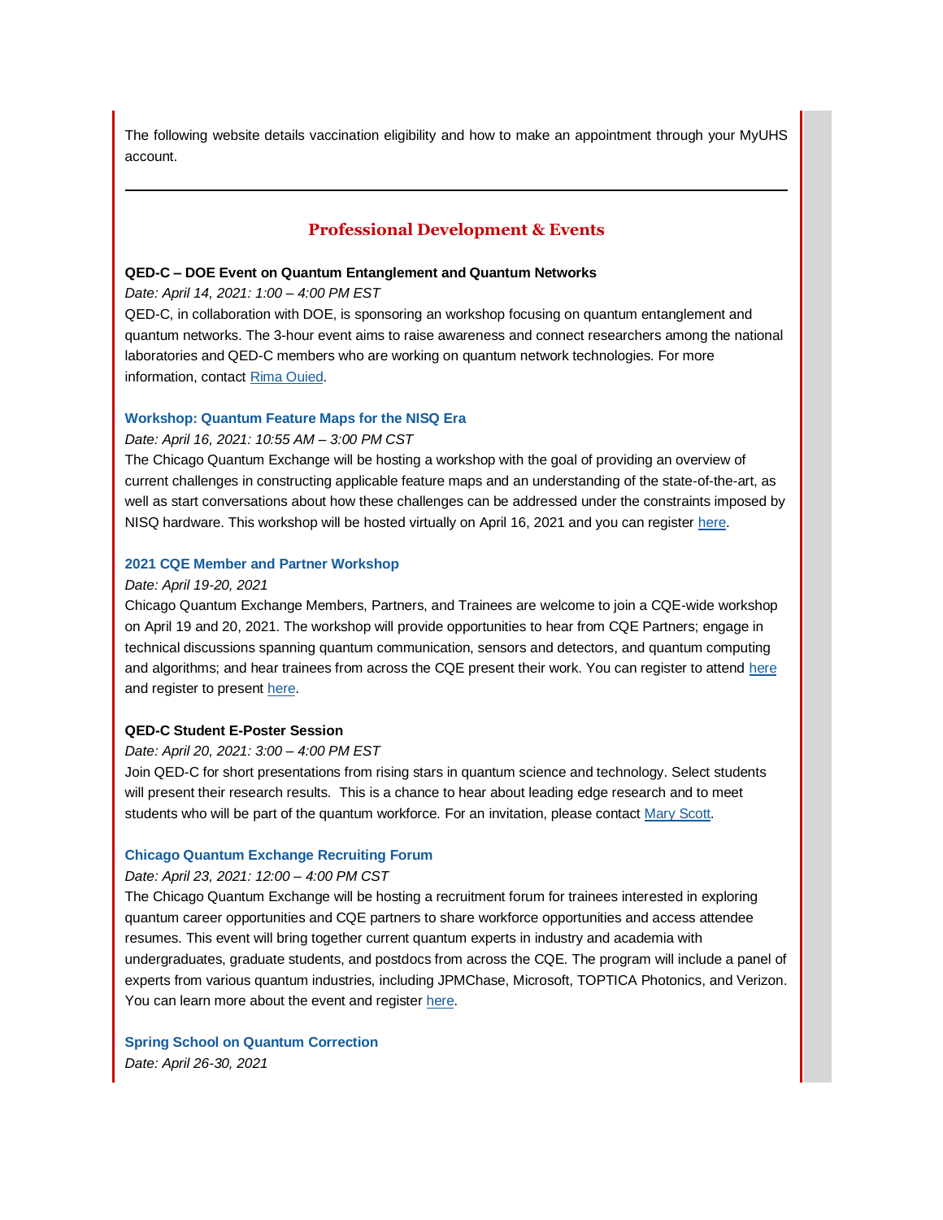The following website details vaccination eligibility and how to make an appointment through your MyUHS account.

---

## Professional Development & Events

**QED-C – DOE Event on Quantum Entanglement and Quantum Networks**

*Date: April 14, 2021: 1:00 – 4:00 PM EST*

QED-C, in collaboration with DOE, is sponsoring an workshop focusing on quantum entanglement and quantum networks. The 3-hour event aims to raise awareness and connect researchers among the national laboratories and QED-C members who are working on quantum network technologies. For more information, contact Rima Ouied.

**Workshop: Quantum Feature Maps for the NISQ Era**

*Date: April 16, 2021: 10:55 AM – 3:00 PM CST*

The Chicago Quantum Exchange will be hosting a workshop with the goal of providing an overview of current challenges in constructing applicable feature maps and an understanding of the state-of-the-art, as well as start conversations about how these challenges can be addressed under the constraints imposed by NISQ hardware. This workshop will be hosted virtually on April 16, 2021 and you can register here.

**2021 CQE Member and Partner Workshop**

*Date: April 19-20, 2021*

Chicago Quantum Exchange Members, Partners, and Trainees are welcome to join a CQE-wide workshop on April 19 and 20, 2021. The workshop will provide opportunities to hear from CQE Partners; engage in technical discussions spanning quantum communication, sensors and detectors, and quantum computing and algorithms; and hear trainees from across the CQE present their work. You can register to attend here and register to present here.

**QED-C Student E-Poster Session**

*Date: April 20, 2021: 3:00 – 4:00 PM EST*

Join QED-C for short presentations from rising stars in quantum science and technology. Select students will present their research results. This is a chance to hear about leading edge research and to meet students who will be part of the quantum workforce. For an invitation, please contact Mary Scott.

**Chicago Quantum Exchange Recruiting Forum**

*Date: April 23, 2021: 12:00 – 4:00 PM CST*

The Chicago Quantum Exchange will be hosting a recruitment forum for trainees interested in exploring quantum career opportunities and CQE partners to share workforce opportunities and access attendee resumes. This event will bring together current quantum experts in industry and academia with undergraduates, graduate students, and postdocs from across the CQE. The program will include a panel of experts from various quantum industries, including JPMChase, Microsoft, TOPTICA Photonics, and Verizon. You can learn more about the event and register here.

**Spring School on Quantum Correction**

*Date: April 26-30, 2021*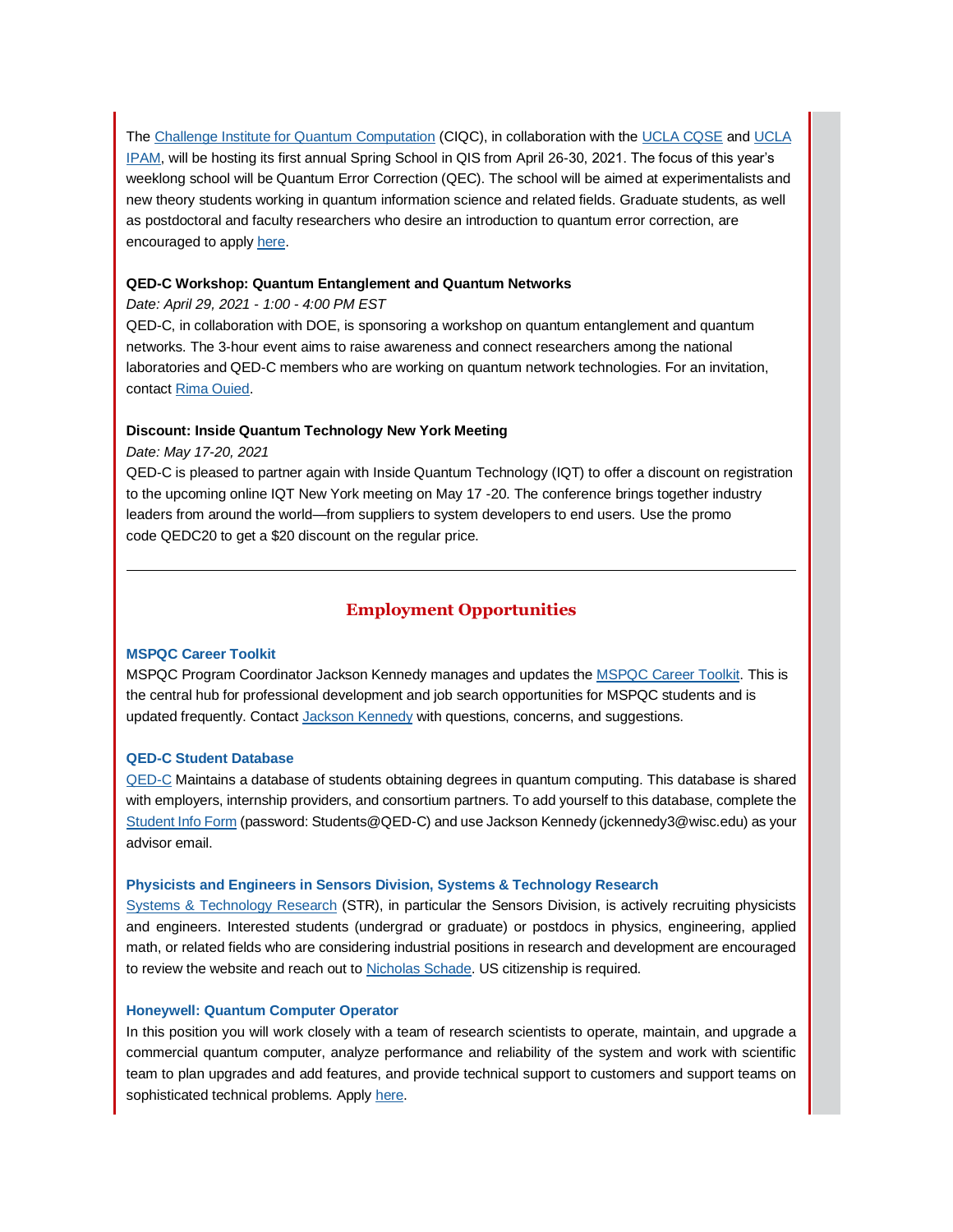The Challenge Institute for Quantum Computation (CIQC), in collaboration with the UCLA CQSE and UCLA IPAM, will be hosting its first annual Spring School in QIS from April 26-30, 2021. The focus of this year's weeklong school will be Quantum Error Correction (QEC). The school will be aimed at experimentalists and new theory students working in quantum information science and related fields. Graduate students, as well as postdoctoral and faculty researchers who desire an introduction to quantum error correction, are encouraged to apply here.

**QED-C Workshop: Quantum Entanglement and Quantum Networks**

*Date: April 29, 2021 - 1:00 - 4:00 PM EST*

QED-C, in collaboration with DOE, is sponsoring a workshop on quantum entanglement and quantum networks. The 3-hour event aims to raise awareness and connect researchers among the national laboratories and QED-C members who are working on quantum network technologies. For an invitation, contact Rima Ouied.

**Discount: Inside Quantum Technology New York Meeting**

*Date: May 17-20, 2021*

QED-C is pleased to partner again with Inside Quantum Technology (IQT) to offer a discount on registration to the upcoming online IQT New York meeting on May 17 -20. The conference brings together industry leaders from around the world—from suppliers to system developers to end users. Use the promo code QEDC20 to get a $20 discount on the regular price.

---

## Employment Opportunities

**MSPQC Career Toolkit**

MSPQC Program Coordinator Jackson Kennedy manages and updates the MSPQC Career Toolkit. This is the central hub for professional development and job search opportunities for MSPQC students and is updated frequently. Contact Jackson Kennedy with questions, concerns, and suggestions.

**QED-C Student Database**

QED-C Maintains a database of students obtaining degrees in quantum computing. This database is shared with employers, internship providers, and consortium partners. To add yourself to this database, complete the Student Info Form (password: Students@QED-C) and use Jackson Kennedy (jckennedy3@wisc.edu) as your advisor email.

**Physicists and Engineers in Sensors Division, Systems & Technology Research**

Systems & Technology Research (STR), in particular the Sensors Division, is actively recruiting physicists and engineers. Interested students (undergrad or graduate) or postdocs in physics, engineering, applied math, or related fields who are considering industrial positions in research and development are encouraged to review the website and reach out to Nicholas Schade. US citizenship is required.

**Honeywell: Quantum Computer Operator**

In this position you will work closely with a team of research scientists to operate, maintain, and upgrade a commercial quantum computer, analyze performance and reliability of the system and work with scientific team to plan upgrades and add features, and provide technical support to customers and support teams on sophisticated technical problems. Apply here.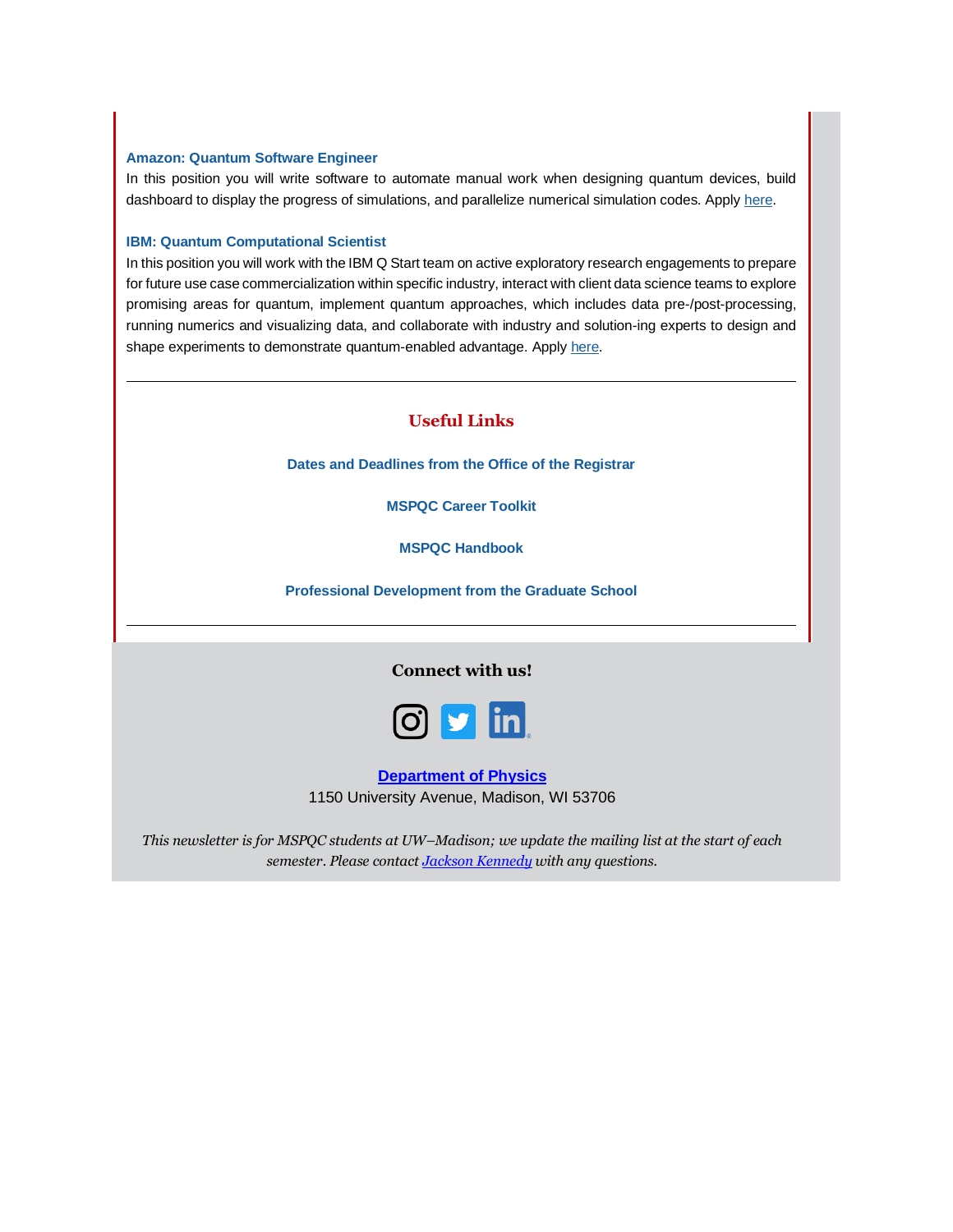**Amazon: Quantum Software Engineer**

In this position you will write software to automate manual work when designing quantum devices, build dashboard to display the progress of simulations, and parallelize numerical simulation codes. Apply here.

**IBM: Quantum Computational Scientist**

In this position you will work with the IBM Q Start team on active exploratory research engagements to prepare for future use case commercialization within specific industry, interact with client data science teams to explore promising areas for quantum, implement quantum approaches, which includes data pre-/post-processing, running numerics and visualizing data, and collaborate with industry and solution-ing experts to design and shape experiments to demonstrate quantum-enabled advantage. Apply here.

---

## Useful Links

**Dates and Deadlines from the Office of the Registrar**

**MSPQC Career Toolkit**

**MSPQC Handbook**

**Professional Development from the Graduate School**

---

**Connect with us!**

**Department of Physics**
1150 University Avenue, Madison, WI 53706

*This newsletter is for MSPQC students at UW–Madison; we update the mailing list at the start of each semester. Please contact Jackson Kennedy with any questions.*